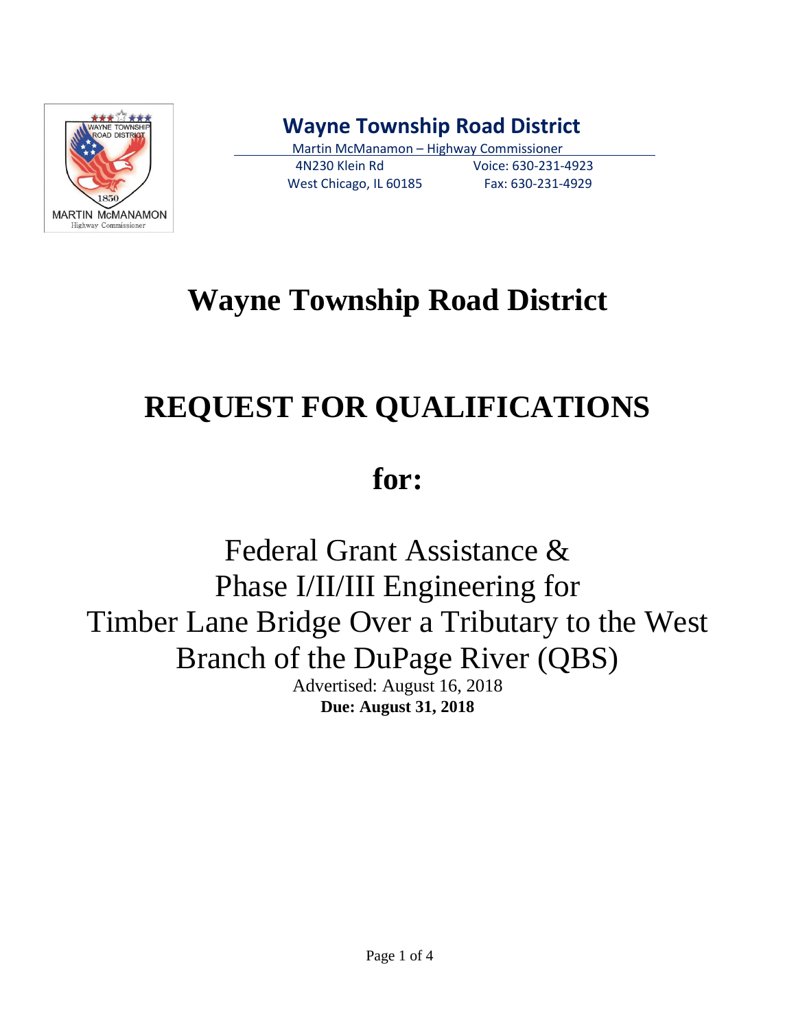**Wayne Township Road District**

Martin McManamon – Highway Commissioner

4N230 Klein Rd
West Chicago, IL 60185

Voice: 630-231-4923
Fax: 630-231-4929

# Wayne Township Road District

# REQUEST FOR QUALIFICATIONS

# for:

## Federal Grant Assistance & Phase I/II/III Engineering for Timber Lane Bridge Over a Tributary to the West Branch of the DuPage River (QBS)

Advertised: August 16, 2018

**Due: August 31, 2018**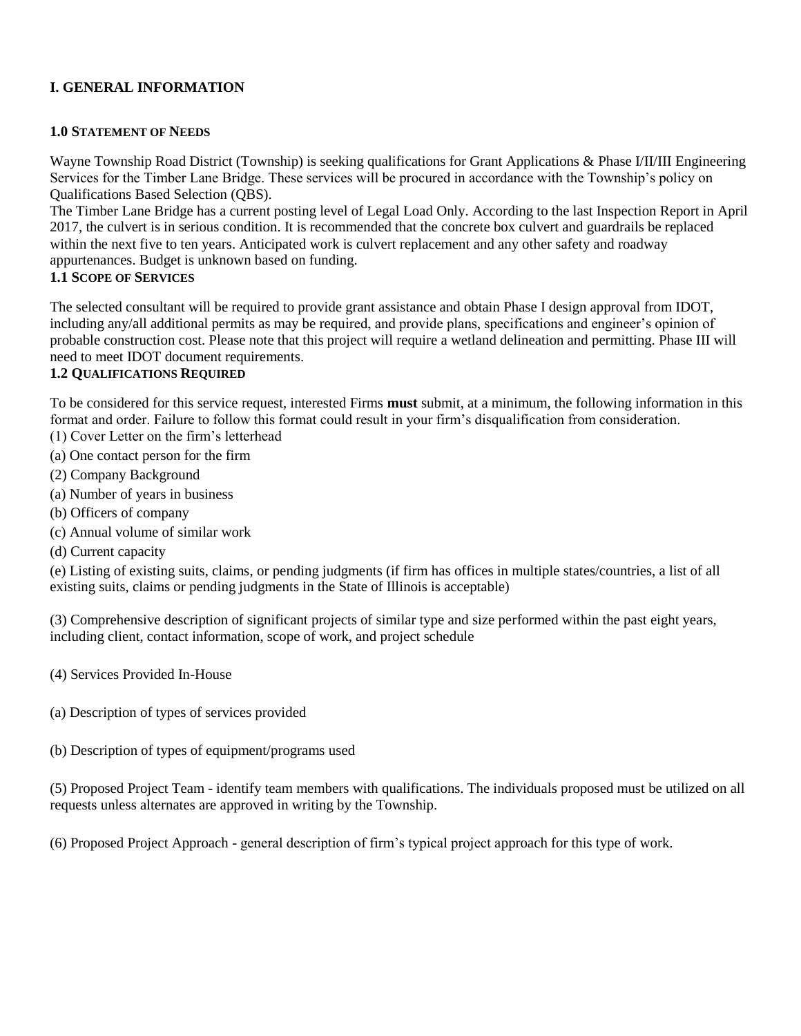## I. GENERAL INFORMATION

### 1.0 Statement of Needs

Wayne Township Road District (Township) is seeking qualifications for Grant Applications & Phase I/II/III Engineering Services for the Timber Lane Bridge. These services will be procured in accordance with the Township's policy on Qualifications Based Selection (QBS).

The Timber Lane Bridge has a current posting level of Legal Load Only. According to the last Inspection Report in April 2017, the culvert is in serious condition. It is recommended that the concrete box culvert and guardrails be replaced within the next five to ten years. Anticipated work is culvert replacement and any other safety and roadway appurtenances. Budget is unknown based on funding.

### 1.1 Scope of Services

The selected consultant will be required to provide grant assistance and obtain Phase I design approval from IDOT, including any/all additional permits as may be required, and provide plans, specifications and engineer's opinion of probable construction cost. Please note that this project will require a wetland delineation and permitting. Phase III will need to meet IDOT document requirements.

### 1.2 Qualifications Required

To be considered for this service request, interested Firms **must** submit, at a minimum, the following information in this format and order. Failure to follow this format could result in your firm's disqualification from consideration.

(1) Cover Letter on the firm's letterhead

(a) One contact person for the firm

(2) Company Background

(a) Number of years in business

(b) Officers of company

(c) Annual volume of similar work

(d) Current capacity

(e) Listing of existing suits, claims, or pending judgments (if firm has offices in multiple states/countries, a list of all existing suits, claims or pending judgments in the State of Illinois is acceptable)

(3) Comprehensive description of significant projects of similar type and size performed within the past eight years, including client, contact information, scope of work, and project schedule

(4) Services Provided In-House

(a) Description of types of services provided

(b) Description of types of equipment/programs used

(5) Proposed Project Team - identify team members with qualifications. The individuals proposed must be utilized on all requests unless alternates are approved in writing by the Township.

(6) Proposed Project Approach - general description of firm's typical project approach for this type of work.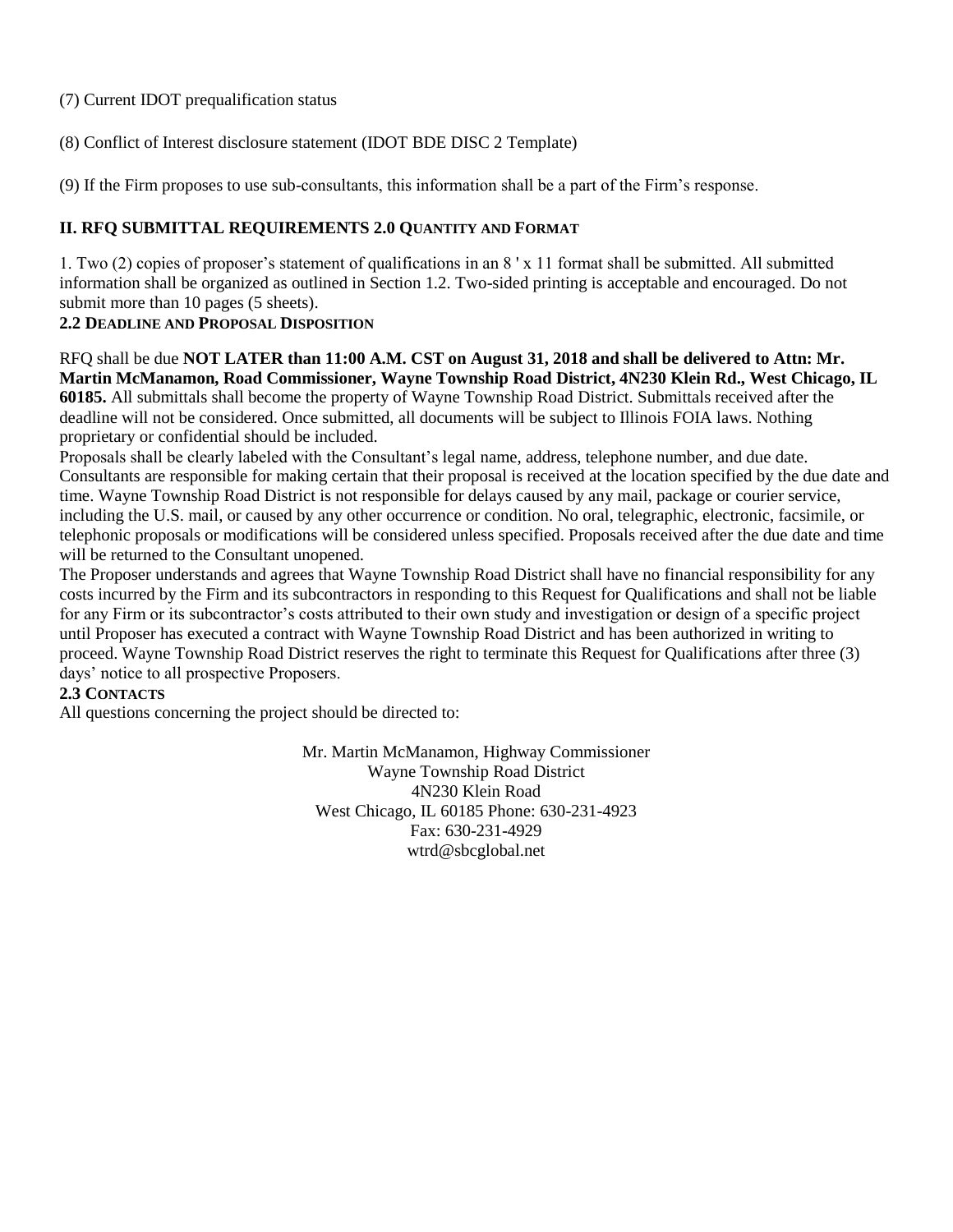(7) Current IDOT prequalification status

(8) Conflict of Interest disclosure statement (IDOT BDE DISC 2 Template)

(9) If the Firm proposes to use sub-consultants, this information shall be a part of the Firm's response.

## II. RFQ SUBMITTAL REQUIREMENTS 2.0 QUANTITY AND FORMAT

1. Two (2) copies of proposer's statement of qualifications in an 8 ' x 11 format shall be submitted. All submitted information shall be organized as outlined in Section 1.2. Two-sided printing is acceptable and encouraged. Do not submit more than 10 pages (5 sheets).

### 2.2 DEADLINE AND PROPOSAL DISPOSITION

RFQ shall be due **NOT LATER than 11:00 A.M. CST on August 31, 2018 and shall be delivered to Attn: Mr. Martin McManamon, Road Commissioner, Wayne Township Road District, 4N230 Klein Rd., West Chicago, IL 60185.** All submittals shall become the property of Wayne Township Road District. Submittals received after the deadline will not be considered. Once submitted, all documents will be subject to Illinois FOIA laws. Nothing proprietary or confidential should be included.

Proposals shall be clearly labeled with the Consultant's legal name, address, telephone number, and due date. Consultants are responsible for making certain that their proposal is received at the location specified by the due date and time. Wayne Township Road District is not responsible for delays caused by any mail, package or courier service, including the U.S. mail, or caused by any other occurrence or condition. No oral, telegraphic, electronic, facsimile, or telephonic proposals or modifications will be considered unless specified. Proposals received after the due date and time will be returned to the Consultant unopened.

The Proposer understands and agrees that Wayne Township Road District shall have no financial responsibility for any costs incurred by the Firm and its subcontractors in responding to this Request for Qualifications and shall not be liable for any Firm or its subcontractor's costs attributed to their own study and investigation or design of a specific project until Proposer has executed a contract with Wayne Township Road District and has been authorized in writing to proceed. Wayne Township Road District reserves the right to terminate this Request for Qualifications after three (3) days' notice to all prospective Proposers.

### 2.3 CONTACTS

All questions concerning the project should be directed to:

Mr. Martin McManamon, Highway Commissioner
Wayne Township Road District
4N230 Klein Road
West Chicago, IL 60185 Phone: 630-231-4923
Fax: 630-231-4929
wtrd@sbcglobal.net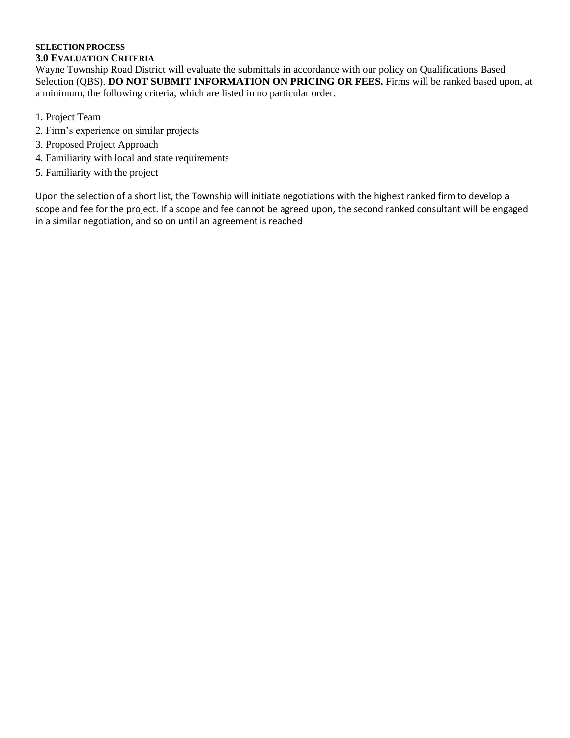**SELECTION PROCESS**

### 3.0 EVALUATION CRITERIA

Wayne Township Road District will evaluate the submittals in accordance with our policy on Qualifications Based Selection (QBS). **DO NOT SUBMIT INFORMATION ON PRICING OR FEES.** Firms will be ranked based upon, at a minimum, the following criteria, which are listed in no particular order.

1. Project Team
2. Firm's experience on similar projects
3. Proposed Project Approach
4. Familiarity with local and state requirements
5. Familiarity with the project

Upon the selection of a short list, the Township will initiate negotiations with the highest ranked firm to develop a scope and fee for the project. If a scope and fee cannot be agreed upon, the second ranked consultant will be engaged in a similar negotiation, and so on until an agreement is reached